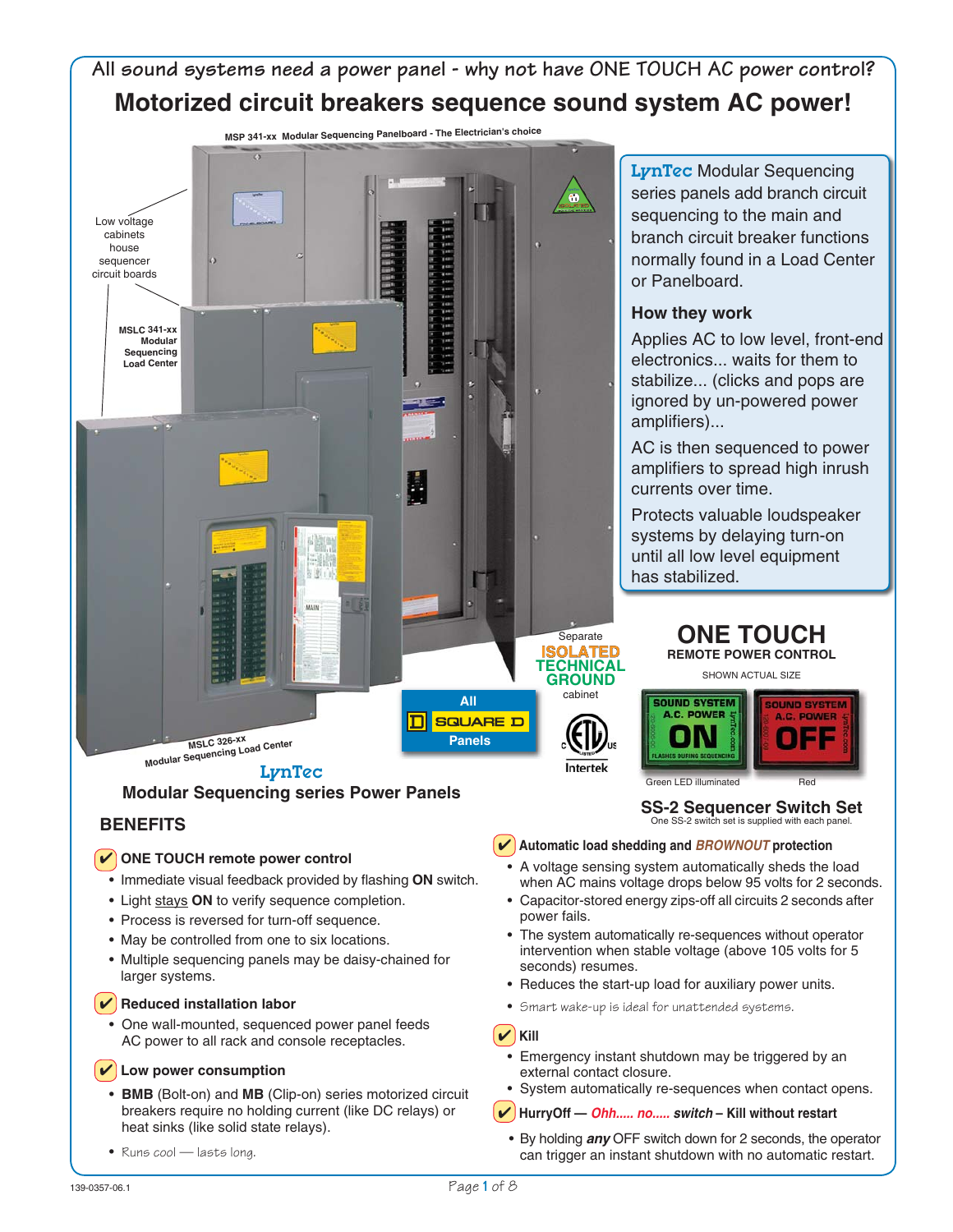All sound systems need a power panel - why not have ONE TOUCH AC power control?

# Motorized circuit breakers sequence sound system AC power!

MSP 341-xx Modular Sequencing Panelboard - The Electrician's choice

Low voltage cabinets house sequencer circuit boards

MSLC 341-xx Modular Sequencing Load Center

MSLC 326-xx Modular Sequencing Load Center

Separate ISOLATED TECHNICAL GROUND cabinet

All SQUARE D Panels

Intertek

**LynTec** Modular Sequencing series panels add branch circuit sequencing to the main and branch circuit breaker functions normally found in a Load Center or Panelboard.

### How they work

Applies AC to low level, front-end electronics... waits for them to stabilize... (clicks and pops are ignored by un-powered power amplifiers)...

AC is then sequenced to power amplifiers to spread high inrush currents over time.

Protects valuable loudspeaker systems by delaying turn-on until all low level equipment has stabilized.

## ONE TOUCH

**REMOTE POWER CONTROL**

SHOWN ACTUAL SIZE

SOUND SYSTEM A.C. POWER ON — FLASHES DURING SEQUENCING

SOUND SYSTEM A.C. POWER OFF

Green LED illuminated — Red

### SS-2 Sequencer Switch Set

One SS-2 switch set is supplied with each panel.

## LynTec Modular Sequencing series Power Panels

## BENEFITS

**✔ ONE TOUCH remote power control**

- Immediate visual feedback provided by flashing **ON** switch.
- Light stays **ON** to verify sequence completion.
- Process is reversed for turn-off sequence.
- May be controlled from one to six locations.
- Multiple sequencing panels may be daisy-chained for larger systems.

**✔ Reduced installation labor**

- One wall-mounted, sequenced power panel feeds AC power to all rack and console receptacles.

**✔ Low power consumption**

- **BMB** (Bolt-on) and **MB** (Clip-on) series motorized circuit breakers require no holding current (like DC relays) or heat sinks (like solid state relays).
- Runs cool — lasts long.

**✔ Automatic load shedding and *BROWNOUT* protection**

- A voltage sensing system automatically sheds the load when AC mains voltage drops below 95 volts for 2 seconds.
- Capacitor-stored energy zips-off all circuits 2 seconds after power fails.
- The system automatically re-sequences without operator intervention when stable voltage (above 105 volts for 5 seconds) resumes.
- Reduces the start-up load for auxiliary power units.
- Smart wake-up is ideal for unattended systems.

**✔ Kill**

- Emergency instant shutdown may be triggered by an external contact closure.
- System automatically re-sequences when contact opens.

**✔ HurryOff — *Ohh..... no..... switch* – Kill without restart**

- By holding ***any*** OFF switch down for 2 seconds, the operator can trigger an instant shutdown with no automatic restart.

139-0357-06.1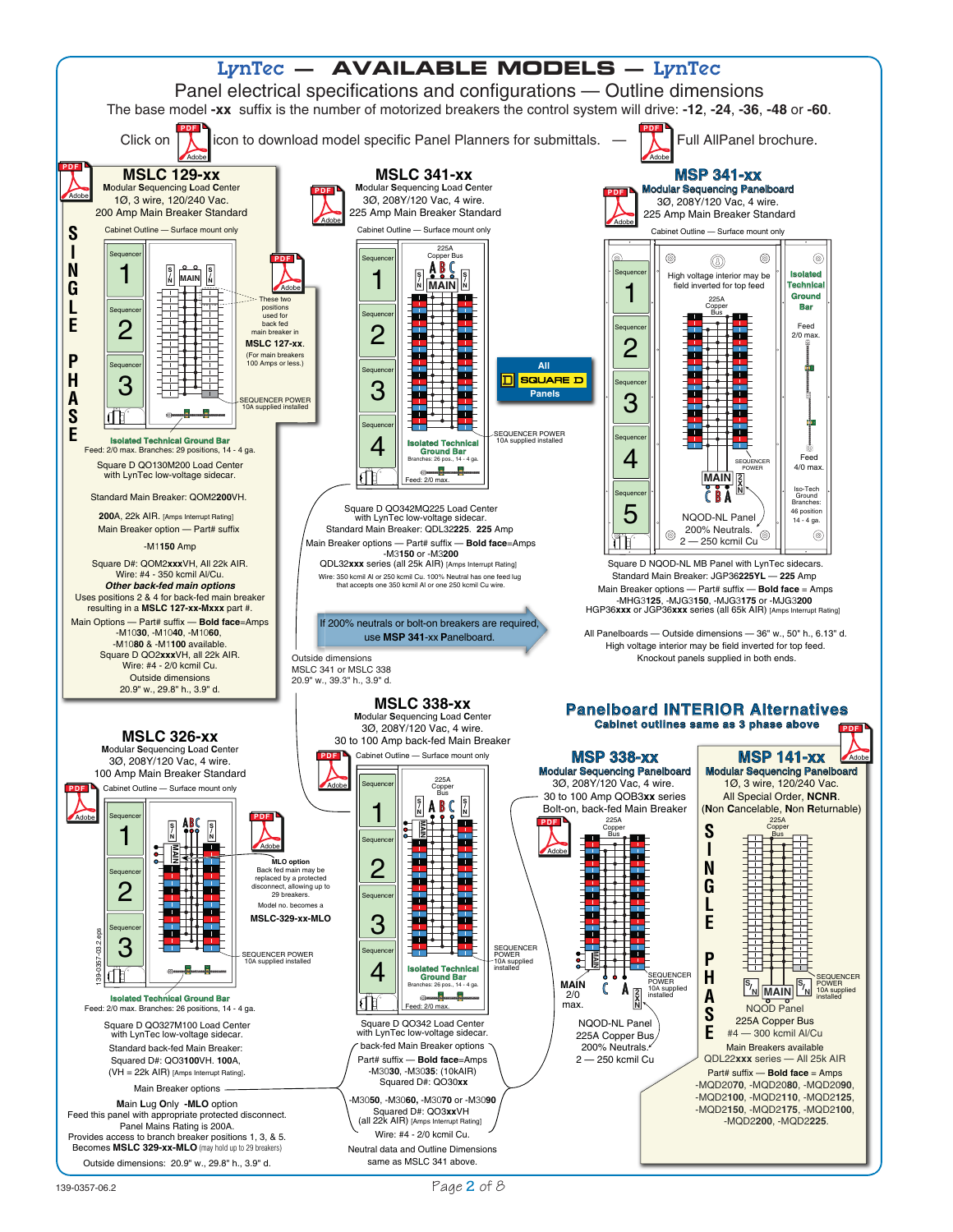# LynTec — AVAILABLE MODELS — LynTec

## Panel electrical specifications and configurations — Outline dimensions

The base model **-xx** suffix is the number of motorized breakers the control system will drive: **-12**, **-24**, **-36**, **-48** or **-60**.

Click on PDF icon to download model specific Panel Planners for submittals. — Full AllPanel brochure.

## MSLC 129-xx

**M**odular **S**equencing **L**oad **C**enter
1Ø, 3 wire, 120/240 Vac.
200 Amp Main Breaker Standard

Cabinet Outline — Surface mount only

SINGLE PHASE

Sequencer 1
Sequencer 2
Sequencer 3

S/N MAIN S/N

These two positions used for back fed main breaker in **MSLC 127-xx**. (For main breakers 100 Amps or less.)

SEQUENCER POWER 10A supplied installed

Isolated Technical Ground Bar

Feed: 2/0 max. Branches: 29 positions, 14 - 4 ga.

Square D QO130M200 Load Center with LynTec low-voltage sidecar.

Standard Main Breaker: QOM**2200**VH.

**200**A, 22k AIR. [Amps Interrupt Rating]

Main Breaker option — Part# suffix

-M1**150** Amp

Square D: QOM2**xxx**VH, All 22k AIR.
Wire: #4 - 350 kcmil Al/Cu.

***Other back-fed main options***

Uses positions 2 & 4 for back-fed main breaker resulting in a **MSLC 127-xx-Mxxx** part #.

Main Options — Part# suffix — **Bold face**=Amps
-M10**30**, -M10**40**, -M10**60**,
-M10**80** & -M1**100** available.
Square D QO2**xxx**VH, all 22k AIR.
Wire: #4 - 2/0 kcmil Cu.

Outside dimensions
20.9" w., 29.8" h., 3.9" d.

## MSLC 341-xx

**M**odular **S**equencing **L**oad **C**enter
3Ø, 208Y/120 Vac, 4 wire.
225 Amp Main Breaker Standard

Cabinet Outline — Surface mount only

Sequencer 1
Sequencer 2
Sequencer 3
Sequencer 4

225A Copper Bus

A B C

S/N MAIN S/N

Isolated Technical Ground Bar
Branches: 26 pos., 14 - 4 ga.

Feed: 2/0 max.

SEQUENCER POWER 10A supplied installed

All SQUARE D Panels

Square D QO342MQ225 Load Center with LynTec low-voltage sidecar.

Standard Main Breaker: QDL32**225**. **225** Amp

Main Breaker options — Part# suffix — **Bold face**=Amps

-M3**150** or -M3**200**

QDL32**xxx** series (all 25k AIR) [Amps Interrupt Rating]

Wire: 350 kcmil Al or 250 kcmil Cu. 100% Neutral has one feed lug that accepts one 350 kcmil Al or one 250 kcmil Cu wire.

If 200% neutrals or bolt-on breakers are required, use **MSP 341**-xx Panelboard.

Outside dimensions
MSLC 341 or MSLC 338
20.9" w., 39.3" h., 3.9" d.

## MSP 341-xx

**M**odular **S**equencing **P**anel**b**oard
3Ø, 208Y/120 Vac, 4 wire.
225 Amp Main Breaker Standard

Cabinet Outline — Surface mount only

Sequencer 1
Sequencer 2
Sequencer 3
Sequencer 4
Sequencer 5

High voltage interior may be field inverted for top feed

225A Copper Bus

Isolated Technical Ground Bar

Feed 2/0 max.

Feed 4/0 max.

Iso-Tech Ground Branches: 46 position 14 - 4 ga.

SEQUENCER POWER

MAIN

C B A

NQOD-NL Panel
200% Neutrals.
2 — 250 kcmil Cu

Square D NQOD-NL MB Panel with LynTec sidecars.

Standard Main Breaker: JGP36**225YL** — **225** Amp

Main Breaker options — Part# suffix — **Bold face** = Amps

-MHG3**125**, -MJG3**150**, -MJG3**175** or -MJG3**200**

HGP36**xxx** or JGP36**xxx** series (all 65k AIR) [Amps Interrupt Rating]

All Panelboards — Outside dimensions — 36" w., 50" h., 6.13" d.

High voltage interior may be field inverted for top feed.

Knockout panels supplied in both ends.

## MSLC 326-xx

**M**odular **S**equencing **L**oad **C**enter
3Ø, 208Y/120 Vac, 4 wire.
100 Amp Main Breaker Standard

Cabinet Outline — Surface mount only

Sequencer 1
Sequencer 2
Sequencer 3

A B C

S/N MAIN S/N

**MLO option**
Back fed main may be replaced by a protected disconnect, allowing up to 29 breakers.
Model no. becomes a
**MSLC-329-xx-MLO**

SEQUENCER POWER 10A supplied installed

Isolated Technical Ground Bar

Feed: 2/0 max. Branches: 26 positions, 14 - 4 ga.

Square D QO327M100 Load Center with LynTec low-voltage sidecar.

Standard back-fed Main Breaker:
Squared D#: QO3**100**VH. **100**A,
(VH = 22k AIR) [Amps Interrupt Rating].

Main Breaker options

Main **L**ug **O**nly **-MLO** option

Feed this panel with appropriate protected disconnect.

Panel Mains Rating is 200A.

Provides access to branch breaker positions 1, 3, & 5.

Becomes **MSLC 329-xx-MLO** (may hold up to 29 breakers)

Outside dimensions: 20.9" w., 29.8" h., 3.9" d.

## MSLC 338-xx

**M**odular **S**equencing **L**oad **C**enter
3Ø, 208Y/120 Vac, 4 wire.
30 to 100 Amp back-fed Main Breaker

Cabinet Outline — Surface mount only

Sequencer 1
Sequencer 2
Sequencer 3
Sequencer 4

225A Copper Bus

A B C

S/N MAIN S/N

Isolated Technical Ground Bar
Branches: 26 pos., 14 - 4 ga.

Feed: 2/0 max.

SEQUENCER POWER 10A supplied installed

Square D QO342 Load Center with LynTec low-voltage sidecar.

back-fed Main Breaker options

Part# suffix — **Bold face**=Amps

-M30**30**, -M30**35**: (10kAIR)
Squared D#: QO30**xx**

-M30**50**, -M30**60**, -M30**70** or -M30**90**
Squared D#: QO3**xx**VH
(all 22k AIR) [Amps Interrupt Rating]

Wire: #4 - 2/0 kcmil Cu.

Neutral data and Outline Dimensions same as MSLC 341 above.

## Panelboard INTERIOR Alternatives

**Cabinet outlines same as 3 phase above**

## MSP 338-xx

**M**odular **S**equencing **P**anel**b**oard
3Ø, 208Y/120 Vac, 4 wire.
30 to 100 Amp QOB3**xx** series
Bolt-on, back-fed Main Breaker

225A Copper Bus

MAIN 2/0 max.

C A

SEQUENCER POWER 10A supplied installed

NQOD-NL Panel
225A Copper Bus
200% Neutrals.
2 — 250 kcmil Cu

## MSP 141-xx

**M**odular **S**equencing **P**anel**b**oard
1Ø, 3 wire, 120/240 Vac.
All Special Order, **NCNR**.
(**N**on **C**ancelable, **N**on **R**eturnable)

SINGLE PHASE

225A Copper Bus

S/N MAIN S/N

SEQUENCER POWER 10A supplied installed

NQOD Panel
225A Copper Bus
#4 — 300 kcmil Al/Cu

Main Breakers available
QDL22**xxx** series — All 25k AIR

Part# suffix — **Bold face** = Amps
-MQD20**70**, -MQD20**80**, -MQD20**90**,
-MQD2**100**, -MQD2**110**, -MQD2**125**,
-MQD2**150**, -MQD2**175**, -MQD2**100**,
-MQD2**200**, -MQD2**225**.

139-0357-06.2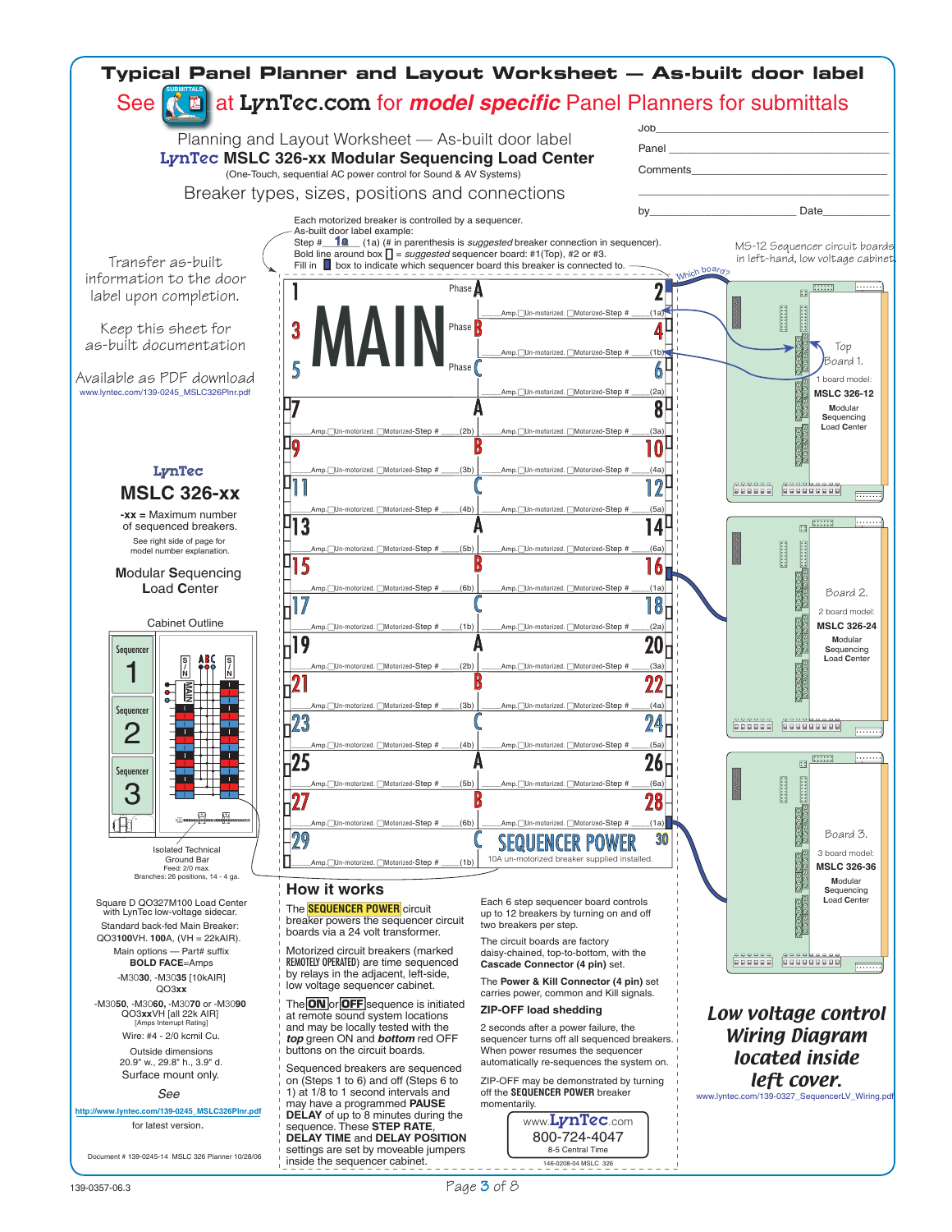# Typical Panel Planner and Layout Worksheet — As-built door label

See SUBMITTALS at LynTec.com for *model specific* Panel Planners for submittals

Planning and Layout Worksheet — As-built door label

## LynTec MSLC 326-xx Modular Sequencing Load Center

(One-Touch, sequential AC power control for Sound & AV Systems)

Breaker types, sizes, positions and connections

Job ______

Panel ______

Comments ______

by ______ Date ______

Transfer as-built information to the door label upon completion.

Keep this sheet for as-built documentation

Available as PDF download
www.lyntec.com/139-0245_MSLC326Plnr.pdf

Each motorized breaker is controlled by a sequencer.
As-built door label example:
Step # 1a (1a) (# in parenthesis is *suggested* breaker connection in sequencer).
Bold line around box = *suggested* sequencer board: #1(Top), #2 or #3.
Fill in box to indicate which sequencer board this breaker is connected to.

Which board?

| Left | | Phase | Right | |
|---|---|---|---|---|
| 1 | MAIN | A | ___Amp. ☐Un-motorized. ☐Motorized-Step # ___(1a) | 2 |
| 3 | | B | ___Amp. ☐Un-motorized. ☐Motorized-Step # ___(1b) | 4 |
| 5 | | C | ___Amp. ☐Un-motorized. ☐Motorized-Step # ___(2a) | 6 |
| 7 | ___Amp. ☐Un-motorized. ☐Motorized-Step # ___(2b) | A | ___Amp. ☐Un-motorized. ☐Motorized-Step # ___(3a) | 8 |
| 9 | ___Amp. ☐Un-motorized. ☐Motorized-Step # ___(3b) | B | ___Amp. ☐Un-motorized. ☐Motorized-Step # ___(4a) | 10 |
| 11 | ___Amp. ☐Un-motorized. ☐Motorized-Step # ___(4b) | C | ___Amp. ☐Un-motorized. ☐Motorized-Step # ___(5a) | 12 |
| 13 | ___Amp. ☐Un-motorized. ☐Motorized-Step # ___(5b) | A | ___Amp. ☐Un-motorized. ☐Motorized-Step # ___(6a) | 14 |
| 15 | ___Amp. ☐Un-motorized. ☐Motorized-Step # ___(6b) | B | ___Amp. ☐Un-motorized. ☐Motorized-Step # ___(1a) | 16 |
| 17 | ___Amp. ☐Un-motorized. ☐Motorized-Step # ___(1b) | C | ___Amp. ☐Un-motorized. ☐Motorized-Step # ___(2a) | 18 |
| 19 | ___Amp. ☐Un-motorized. ☐Motorized-Step # ___(2b) | A | ___Amp. ☐Un-motorized. ☐Motorized-Step # ___(3a) | 20 |
| 21 | ___Amp. ☐Un-motorized. ☐Motorized-Step # ___(3b) | B | ___Amp. ☐Un-motorized. ☐Motorized-Step # ___(4a) | 22 |
| 23 | ___Amp. ☐Un-motorized. ☐Motorized-Step # ___(4b) | C | ___Amp. ☐Un-motorized. ☐Motorized-Step # ___(5a) | 24 |
| 25 | ___Amp. ☐Un-motorized. ☐Motorized-Step # ___(5b) | A | ___Amp. ☐Un-motorized. ☐Motorized-Step # ___(6a) | 26 |
| 27 | ___Amp. ☐Un-motorized. ☐Motorized-Step # ___(6b) | B | ___Amp. ☐Un-motorized. ☐Motorized-Step # ___(1a) | 28 |
| 29 | ___Amp. ☐Un-motorized. ☐Motorized-Step # ___(1b) | C | SEQUENCER POWER — 10A un-motorized breaker supplied installed. | 30 |

MS-12 Sequencer circuit boards in left-hand, low voltage cabinet.

Top Board 1.
1 board model:
**MSLC 326-12**
Modular Sequencing Load Center

Board 2.
2 board model:
**MSLC 326-24**
Modular Sequencing Load Center

Board 3.
3 board model:
**MSLC 326-36**
Modular Sequencing Load Center

## LynTec MSLC 326-xx

**-xx** = Maximum number of sequenced breakers.

See right side of page for model number explanation.

**M**odular **S**equencing **L**oad **C**enter

Cabinet Outline

Sequencer 1
Sequencer 2
Sequencer 3
S/N ABC S/N MAIN

Isolated Technical Ground Bar
Feed: 2/0 max.
Branches: 26 positions, 14 - 4 ga.

Square D QO327M100 Load Center with LynTec low-voltage sidecar.

Standard back-fed Main Breaker: QO3**100**VH. **100**A, (VH = 22kAIR).

Main options — Part# suffix
**BOLD FACE**=Amps

-M30**30**, -M30**35** [10kAIR] QO3**xx**

-M30**50**, -M30**60**, -M30**70** or -M30**90** QO3**xx**VH [all 22k AIR]
[Amps Interrupt Rating]

Wire: #4 - 2/0 kcmil Cu.

Outside dimensions
20.9" w., 29.8" h., 3.9" d.

Surface mount only.

*See*
http://www.lyntec.com/139-0245_MSLC326Plnr.pdf
for latest version.

Document # 139-0245-14 MSLC 326 Planner 10/28/06

## How it works

The **SEQUENCER POWER** circuit breaker powers the sequencer circuit boards via a 24 volt transformer.

Motorized circuit breakers (marked REMOTELY OPERATED) are time sequenced by relays in the adjacent, left-side, low voltage sequencer cabinet.

The **ON** or **OFF** sequence is initiated at remote sound system locations and may be locally tested with the ***top*** green ON and ***bottom*** red OFF buttons on the circuit boards.

Sequenced breakers are sequenced on (Steps 1 to 6) and off (Steps 6 to 1) at 1/8 to 1 second intervals and may have a programmed **PAUSE DELAY** of up to 8 minutes during the sequence. These **STEP RATE**, **DELAY TIME** and **DELAY POSITION** settings are set by moveable jumpers inside the sequencer cabinet.

Each 6 step sequencer board controls up to 12 breakers by turning on and off two breakers per step.

The circuit boards are factory daisy-chained, top-to-bottom, with the **Cascade Connector (4 pin)** set.

The **Power & Kill Connector (4 pin)** set carries power, common and Kill signals.

**ZIP-OFF load shedding**

2 seconds after a power failure, the sequencer turns off all sequenced breakers. When power resumes the sequencer automatically re-sequences the system on.

ZIP-OFF may be demonstrated by turning off the **SEQUENCER POWER** breaker momentarily.

www.LynTec.com
800-724-4047
8-5 Central Time

146-0208-04 MSLC 326

***Low voltage control Wiring Diagram located inside left cover.***

www.lyntec.com/139-0327_SequencerLV_Wiring.pdf

139-0357-06.3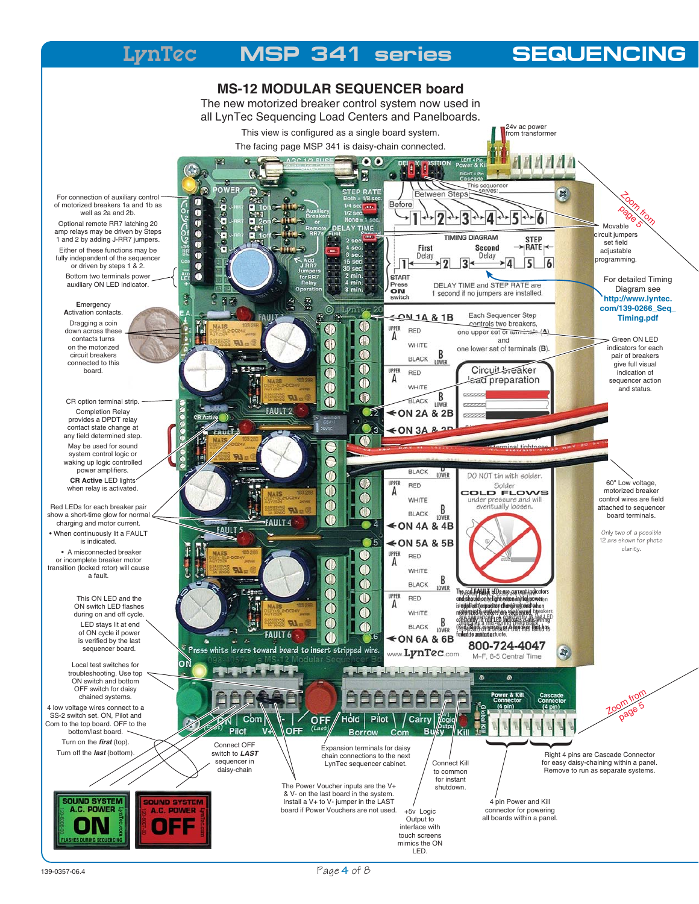# MS-12 MODULAR SEQUENCER board

The new motorized breaker control system now used in all LynTec Sequencing Load Centers and Panelboards.

This view is configured as a single board system.

The facing page MSP 341 is daisy-chain connected.

24v ac power from transformer

For connection of auxiliary control of motorized breakers 1a and 1b as well as 2a and 2b.

Optional remote RR7 latching 20 amp relays may be driven by Steps 1 and 2 by adding J-RR7 jumpers.

Either of these functions may be fully independent of the sequencer or driven by steps 1 & 2.

Bottom two terminals power auxiliary ON LED indicator.

**E**mergency **A**ctivation contacts.

Dragging a coin down across these contacts turns on the motorized circuit breakers connected to this board.

CR option terminal strip.

Completion Relay provides a DPDT relay contact state change at any field determined step.

May be used for sound system control logic or waking up logic controlled power amplifiers.

**CR Active** LED lights when relay is activated.

Red LEDs for each breaker pair show a short-time glow for normal charging and motor current.

- When continuously lit a FAULT is indicated.
- A misconnected breaker or incomplete breaker motor transition (locked rotor) will cause a fault.

This ON LED and the ON switch LED flashes during on and off cycle.

LED stays lit at end of ON cycle if power is verified by the last sequencer board.

Local test switches for troubleshooting. Use top ON switch and bottom OFF switch for daisy chained systems.

4 low voltage wires connect to a SS-2 switch set. ON, Pilot and Com to the top board. OFF to the bottom/last board.

Turn on the ***first*** (top).

Turn off the ***last*** (bottom).

Connect OFF switch to ***LAST*** sequencer in daisy-chain

Expansion terminals for daisy chain connections to the next LynTec sequencer cabinet.

The Power Voucher inputs are the V+ & V- on the last board in the system. Install a V+ to V- jumper in the LAST board if Power Vouchers are not used.

Connect Kill to common for instant shutdown.

+5v Logic Output to interface with touch screens mimics the ON LED.

4 pin Power and Kill connector for powering all boards within a panel.

Right 4 pins are Cascade Connector for easy daisy-chaining within a panel. Remove to run as separate systems.

Movable circuit jumpers set field adjustable programming.

For detailed Timing Diagram see **http://www.lyntec.com/139-0266_Seq_Timing.pdf**

Green ON LED indicators for each pair of breakers give full visual indication of sequencer action and status.

60" Low voltage, motorized breaker control wires are field attached to sequencer board terminals.

*Only two of a possible 12 are shown for photo clarity.*

Zoom from page 5

Zoom from page 5

SOUND SYSTEM A.C. POWER ON — FLASHES DURING SEQUENCING

SOUND SYSTEM A.C. POWER OFF

139-0357-06.4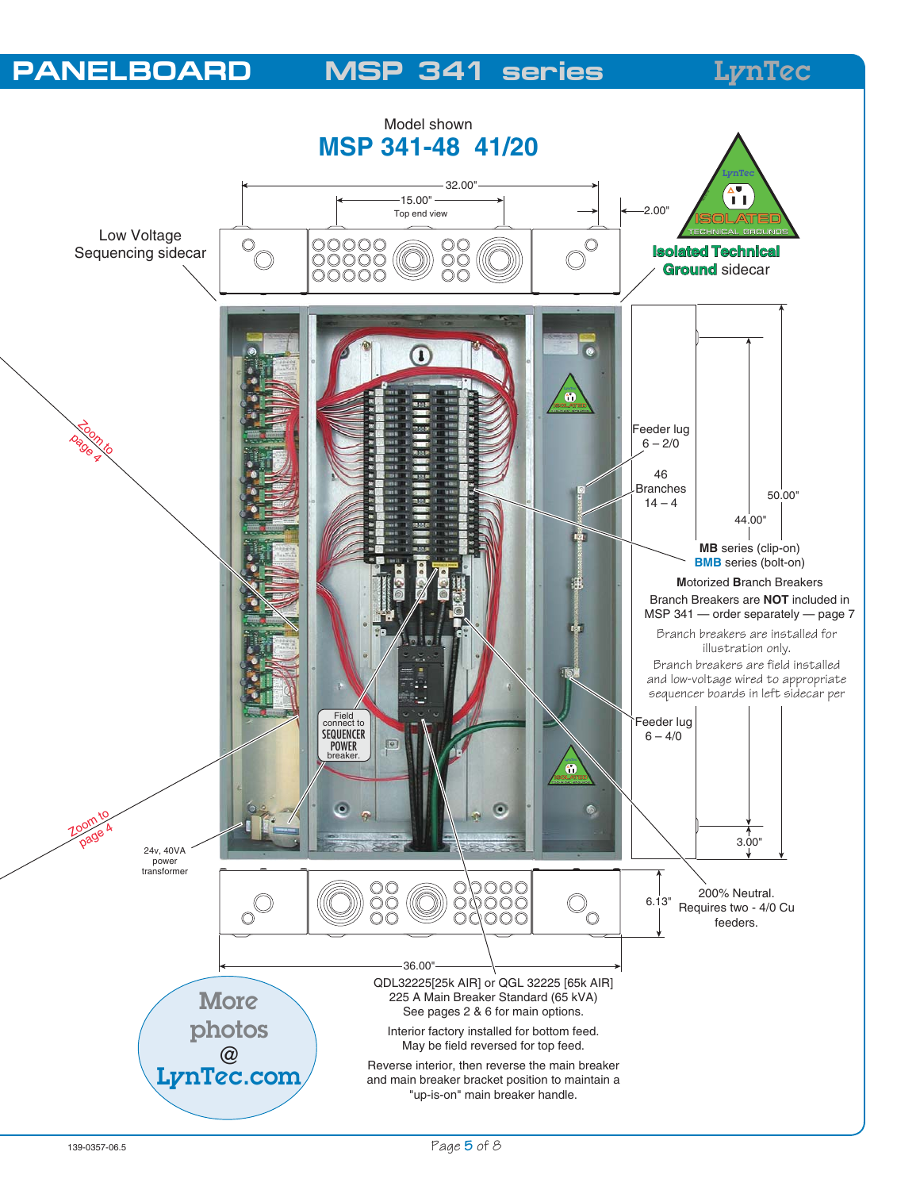# PANELBOARD MSP 341 series

Model shown

## MSP 341-48 41/20

32.00"

15.00"

Top end view

2.00"

Low Voltage Sequencing sidecar

**Isolated Technical Ground** sidecar

Zoom to page 4

Feeder lug 6 – 2/0

46 Branches 14 – 4

50.00"

44.00"

**MB** series (clip-on)

**BMB** series (bolt-on)

**M**otorized **B**ranch Breakers

Branch Breakers are **NOT** included in MSP 341 — order separately — page 7

Branch breakers are installed for illustration only.

Branch breakers are field installed and low-voltage wired to appropriate sequencer boards in left sidecar per

Feeder lug 6 – 4/0

Field connect to SEQUENCER POWER breaker.

Zoom to page 4

24v, 40VA power transformer

3.00"

6.13"

200% Neutral. Requires two - 4/0 Cu feeders.

36.00"

QDL32225[25k AIR] or QGL 32225 [65k AIR]
225 A Main Breaker Standard (65 kVA)
See pages 2 & 6 for main options.

Interior factory installed for bottom feed.
May be field reversed for top feed.

Reverse interior, then reverse the main breaker and main breaker bracket position to maintain a "up-is-on" main breaker handle.

More photos @ LynTec.com

139-0357-06.5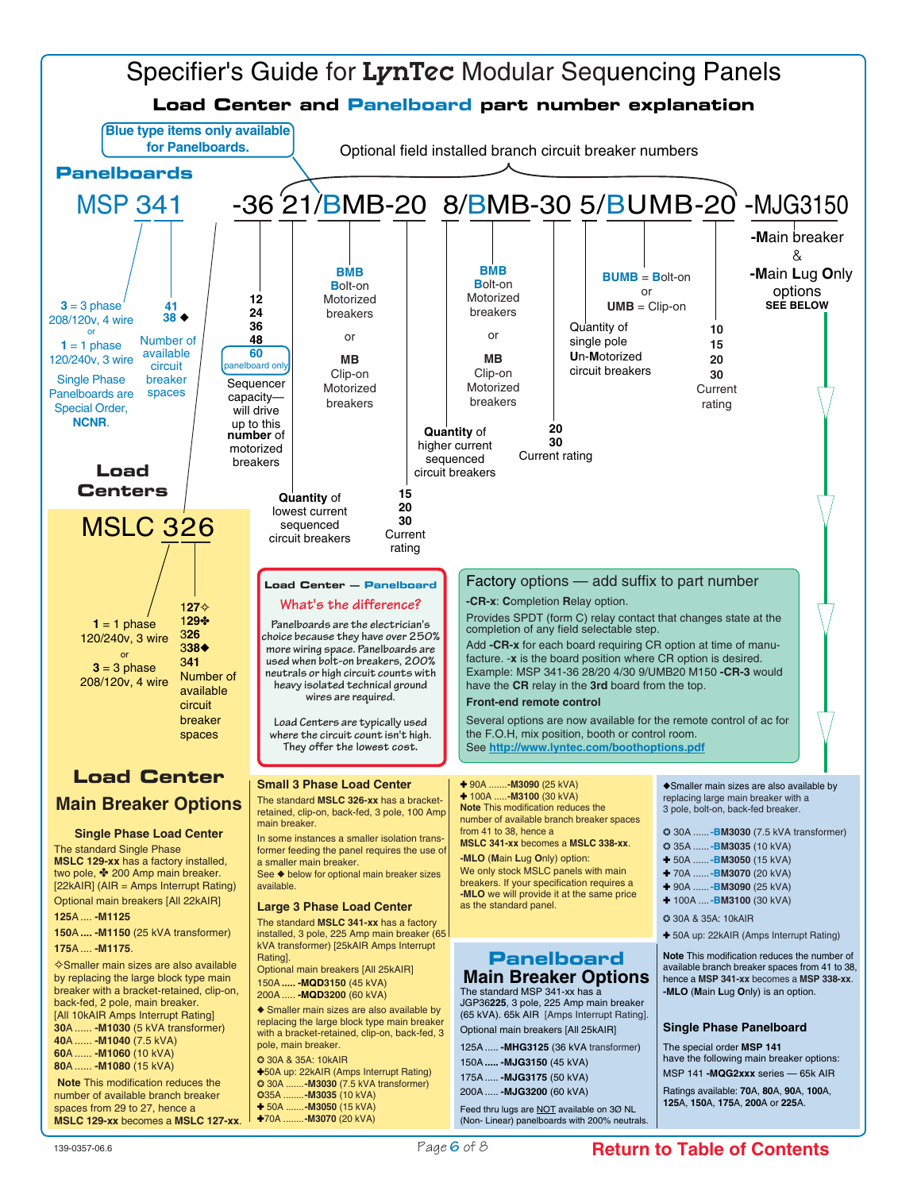# Specifier's Guide for LynTec Modular Sequencing Panels

## Load Center and Panelboard part number explanation

Blue type items only available for Panelboards.

Optional field installed branch circuit breaker numbers

### Panelboards

MSP 341 -36 21/BMB-20 8/BMB-30 5/BUMB-20 -MJG3150

- **3** = 3 phase 208/120v, 4 wire
  or
  **1** = 1 phase 120/240v, 3 wire

  Single Phase Panelboards are Special Order, **NCNR**.
- **41**, **38** ◆ — Number of available circuit breaker spaces
- **12**, **24**, **36**, **48**, **60** (panelboard only) — Sequencer capacity—will drive up to this **number** of motorized breakers
- **Quantity** of lowest current sequenced circuit breakers
- **BMB** **B**olt-on **M**otorized **b**reakers or **MB** Clip-on Motorized breakers
- **15**, **20**, **30** Current rating
- **Quantity** of higher current sequenced circuit breakers
- **BMB** **B**olt-on Motorized breakers or **MB** Clip-on Motorized breakers
- **20**, **30** Current rating
- Quantity of single pole **U**n-**M**otorized circuit breakers
- **BUMB** = **B**olt-on or **UMB** = Clip-on
- **10**, **15**, **20**, **30** Current rating
- **-M**ain breaker & **-M**ain **L**ug **O**nly options **SEE BELOW**

### Load Centers

MSLC 326

- **1** = 1 phase 120/240v, 3 wire
  or
  **3** = 3 phase 208/120v, 4 wire
- **127**✧, **129**✤, **326**, **338**◆, **341** — Number of available circuit breaker spaces

### Load Center — Panelboard: What's the difference?

*Panelboards are the electrician's choice because they have over 250% more wiring space. Panelboards are used when bolt-on breakers, 200% neutrals or high circuit counts with heavy isolated technical ground wires are required.*

*Load Centers are typically used where the circuit count isn't high. They offer the lowest cost.*

### Factory options — add suffix to part number

**-CR-x**: **C**ompletion **R**elay option.

Provides SPDT (form C) relay contact that changes state at the completion of any field selectable step.

Add **-CR-x** for each board requiring CR option at time of manufacture. **-x** is the board position where CR option is desired. Example: MSP 341-36 28/20 4/30 9/UMB20 M150 **-CR-3** would have the **CR** relay in the **3rd** board from the top.

**Front-end remote control**

Several options are now available for the remote control of ac for the F.O.H, mix position, booth or control room. See http://www.lyntec.com/boothoptions.pdf

## Load Center Main Breaker Options

### Single Phase Load Center

The standard Single Phase **MSLC 129-xx** has a factory installed, two pole, ✤ 200 Amp main breaker. [22kAIR] (AIR = Amps Interrupt Rating)

Optional main breakers [All 22kAIR]

- 125A .... **-M1125**
- 150A .... **-M1150** (25 kVA transformer)
- 175A .... **-M1175**.

✧Smaller main sizes are also available by replacing the large block type main breaker with a bracket-retained, clip-on, back-fed, 2 pole, main breaker. [All 10kAIR Amps Interrupt Rating]

- 30A ...... **-M1030** (5 kVA transformer)
- 40A ...... **-M1040** (7.5 kVA)
- 60A ...... **-M1060** (10 kVA)
- 80A ...... **-M1080** (15 kVA)

**Note** This modification reduces the number of available branch breaker spaces from 29 to 27, hence a **MSLC 129-xx** becomes a **MSLC 127-xx**.

### Small 3 Phase Load Center

The standard **MSLC 326-xx** has a bracket-retained, clip-on, back-fed, 3 pole, 100 Amp main breaker.

In some instances a smaller isolation transformer feeding the panel requires the use of a smaller main breaker.

See ◆ below for optional main breaker sizes available.

### Large 3 Phase Load Center

The standard **MSLC 341-xx** has a factory installed, 3 pole, 225 Amp main breaker (65 kVA transformer) [25kAIR Amps Interrupt Rating].

Optional main breakers [All 25kAIR]

- 150A ..... **-MQD3150** (45 kVA)
- 200A ..... **-MQD3200** (60 kVA)

◆ Smaller main sizes are also available by replacing the large block type main breaker with a bracket-retained, clip-on, back-fed, 3 pole, main breaker.

✪ 30A & 35A: 10kAIR
✚50A up: 22kAIR (Amps Interrupt Rating)

- ✪ 30A .......**-M3030** (7.5 kVA transformer)
- ✪35A ........**-M3035** (10 kVA)
- ✚ 50A .......**-M3050** (15 kVA)
- ✚70A ........**-M3070** (20 kVA)
- ✚ 90A .......**-M3090** (25 kVA)
- ✚ 100A .....**-M3100** (30 kVA)

**Note** This modification reduces the number of available branch breaker spaces from 41 to 38, hence a **MSLC 341-xx** becomes a **MSLC 338-xx**.

**-MLO** (**M**ain **L**ug **O**nly) option:
We only stock MSLC panels with main breakers. If your specification requires a **-MLO** we will provide it at the same price as the standard panel.

## Panelboard Main Breaker Options

The standard MSP 341-xx has a JGP36**225**, 3 pole, 225 Amp main breaker (65 kVA). 65k AIR [Amps Interrupt Rating].

Optional main breakers [All 25kAIR]

- 125A ..... **-MHG3125** (36 kVA transformer)
- 150A ..... **-MJG3150** (45 kVA)
- 175A ..... **-MJG3175** (50 kVA)
- 200A ..... **-MJG3200** (60 kVA)

Feed thru lugs are NOT available on 3Ø NL (Non- Linear) panelboards with 200% neutrals.

◆Smaller main sizes are also available by replacing large main breaker with a 3 pole, bolt-on, back-fed breaker.

- ✪ 30A ......**-BM3030** (7.5 kVA transformer)
- ✪ 35A ......**-BM3035** (10 kVA)
- ✚ 50A ......**-BM3050** (15 kVA)
- ✚ 70A ......**-BM3070** (20 kVA)
- ✚ 90A ......**-BM3090** (25 kVA)
- ✚ 100A ....**-BM3100** (30 kVA)

✪ 30A & 35A: 10kAIR
✚ 50A up: 22kAIR (Amps Interrupt Rating)

**Note** This modification reduces the number of available branch breaker spaces from 41 to 38, hence a **MSP 341-xx** becomes a **MSP 338-xx**. **-MLO** (**M**ain **L**ug **O**nly) is an option.

### Single Phase Panelboard

The special order **MSP 141** have the following main breaker options:

MSP 141 **-MQG2xxx** series — 65k AIR

Ratings available: **70A**, **80A**, **90A**, **100A**, **125A**, **150A**, **175A**, **200A** or **225A**.

139-0357-06.6

Return to Table of Contents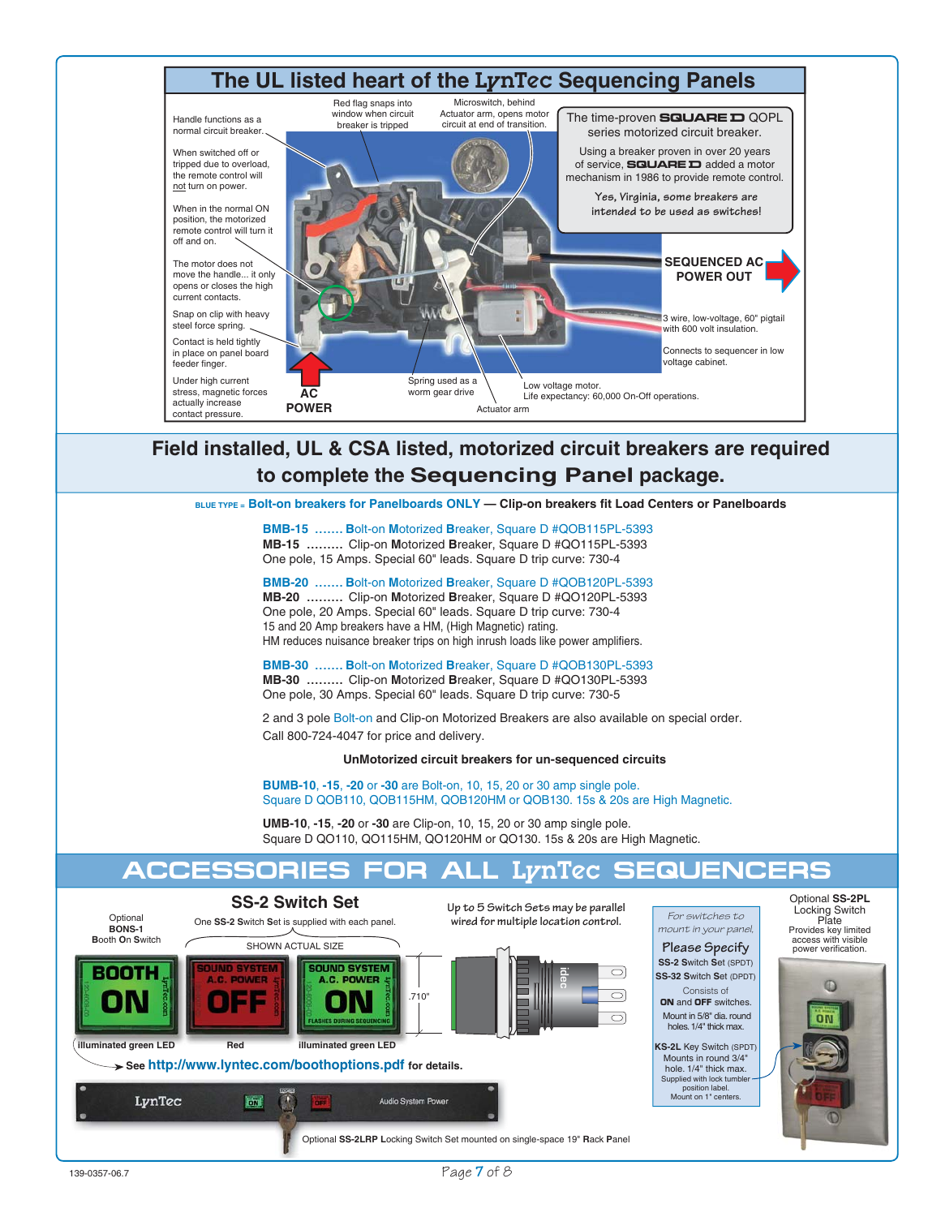## The UL listed heart of the LynTec Sequencing Panels

Handle functions as a normal circuit breaker.

When switched off or tripped due to overload, the remote control will not turn on power.

When in the normal ON position, the motorized remote control will turn it off and on.

The motor does not move the handle... it only opens or closes the high current contacts.

Snap on clip with heavy steel force spring.

Contact is held tightly in place on panel board feeder finger.

Under high current stress, magnetic forces actually increase contact pressure.

Red flag snaps into window when circuit breaker is tripped

Microswitch, behind Actuator arm, opens motor circuit at end of transition.

The time-proven SQUARE D QOPL series motorized circuit breaker.

Using a breaker proven in over 20 years of service, SQUARE D added a motor mechanism in 1986 to provide remote control.

*Yes, Virginia, some breakers are intended to be used as switches!*

SEQUENCED AC POWER OUT

3 wire, low-voltage, 60" pigtail with 600 volt insulation.

Connects to sequencer in low voltage cabinet.

AC POWER

Spring used as a worm gear drive

Actuator arm

Low voltage motor. Life expectancy: 60,000 On-Off operations.

## Field installed, UL & CSA listed, motorized circuit breakers are required to complete the Sequencing Panel package.

**BLUE TYPE = Bolt-on breakers for Panelboards ONLY — Clip-on breakers fit Load Centers or Panelboards**

**BMB-15** ……. **B**olt-on **M**otorized **B**reaker, Square D #QOB115PL-5393
**MB-15** ……… Clip-on **M**otorized **B**reaker, Square D #QO115PL-5393
One pole, 15 Amps. Special 60" leads. Square D trip curve: 730-4

**BMB-20** ……. **B**olt-on **M**otorized **B**reaker, Square D #QOB120PL-5393
**MB-20** ……… Clip-on **M**otorized **B**reaker, Square D #QO120PL-5393
One pole, 20 Amps. Special 60" leads. Square D trip curve: 730-4
15 and 20 Amp breakers have a HM, (High Magnetic) rating.
HM reduces nuisance breaker trips on high inrush loads like power amplifiers.

**BMB-30** ……. **B**olt-on **M**otorized **B**reaker, Square D #QOB130PL-5393
**MB-30** ……… Clip-on **M**otorized **B**reaker, Square D #QO130PL-5393
One pole, 30 Amps. Special 60" leads. Square D trip curve: 730-5

2 and 3 pole Bolt-on and Clip-on Motorized Breakers are also available on special order.
Call 800-724-4047 for price and delivery.

**UnMotorized circuit breakers for un-sequenced circuits**

**BUMB-10**, **-15**, **-20** or **-30** are Bolt-on, 10, 15, 20 or 30 amp single pole.
Square D QOB110, QOB115HM, QOB120HM or QOB130. 15s & 20s are High Magnetic.

**UMB-10**, **-15**, **-20** or **-30** are Clip-on, 10, 15, 20 or 30 amp single pole.
Square D QO110, QO115HM, QO120HM or QO130. 15s & 20s are High Magnetic.

## ACCESSORIES FOR ALL LynTec SEQUENCERS

Optional **BONS-1** **B**ooth **O**n **S**witch

### SS-2 Switch Set

One **SS-2 S**witch **S**et is supplied with each panel.

SHOWN ACTUAL SIZE

BOOTH ON — illuminated green LED

SOUND SYSTEM A.C. POWER OFF — Red

SOUND SYSTEM A.C. POWER ON — FLASHES DURING SEQUENCING — illuminated green LED

.710"

*Up to 5 Switch Sets may be parallel wired for multiple location control.*

See **http://www.lyntec.com/boothoptions.pdf** for details.

*For switches to mount in your panel,*

*Please Specify*

**SS-2 S**witch **S**et (SPDT)
**SS-32 S**witch **S**et (DPDT)

Consists of **ON** and **OFF** switches.
Mount in 5/8" dia. round holes. 1/4" thick max.

**KS-2L** Key Switch (SPDT)
Mounts in round 3/4" hole. 1/4" thick max.
Supplied with lock tumbler position label.
Mount on 1" centers.

Optional **SS-2PL** Locking Switch Plate
Provides key limited access with visible power verification.

Optional **SS-2LRP** Locking Switch Set mounted on single-space 19" **R**ack **P**anel

139-0357-06.7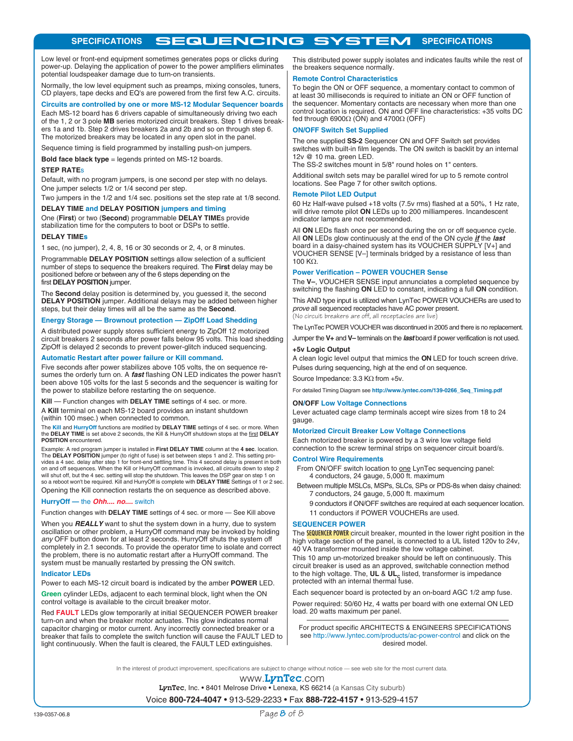# SPECIFICATIONS SEQUENCING SYSTEM SPECIFICATIONS

Low level or front-end equipment sometimes generates pops or clicks during power-up. Delaying the application of power to the power amplifiers eliminates potential loudspeaker damage due to turn-on transients.

Normally, the low level equipment such as preamps, mixing consoles, tuners, CD players, tape decks and EQ's are powered from the first few A.C. circuits.

### Circuits are controlled by one or more MS-12 Modular Sequencer boards

Each MS-12 board has 6 drivers capable of simultaneously driving two each of the 1, 2 or 3 pole **MB** series motorized circuit breakers. Step 1 drives breakers 1a and 1b. Step 2 drives breakers 2a and 2b and so on through step 6. The motorized breakers may be located in any open slot in the panel.

Sequence timing is field programmed by installing push-on jumpers.

**Bold face black type** = legends printed on MS-12 boards.

### STEP RATEs

Default, with no program jumpers, is one second per step with no delays.
One jumper selects 1/2 or 1/4 second per step.
Two jumpers in the 1/2 and 1/4 sec. positions set the step rate at 1/8 second.

### DELAY TIME and DELAY POSITION jumpers and timing

One (**First**) or two (**Second**) programmable **DELAY TIME**s provide stabilization time for the computers to boot or DSPs to settle.

### DELAY TIMEs

1 sec, (no jumper), 2, 4, 8, 16 or 30 seconds or 2, 4, or 8 minutes.

Programmable **DELAY POSITION** settings allow selection of a sufficient number of steps to sequence the breakers required. The **First** delay may be positioned before or between any of the 6 steps depending on the first **DELAY POSITION** jumper.

The **Second** delay position is determined by, you guessed it, the second **DELAY POSITION** jumper. Additional delays may be added between higher steps, but their delay times will all be the same as the **Second**.

### Energy Storage — Brownout protection — ZipOff Load Shedding

A distributed power supply stores sufficient energy to ZipOff 12 motorized circuit breakers 2 seconds after power falls below 95 volts. This load shedding ZipOff is delayed 2 seconds to prevent power-glitch induced sequencing.

### Automatic Restart after power failure or Kill command.

Five seconds after power stabilizes above 105 volts, the on sequence resumes the orderly turn on. A ***fast*** flashing ON LED indicates the power hasn't been above 105 volts for the last 5 seconds and the sequencer is waiting for the power to stabilize before restarting the on sequence.

**Kill** — Function changes with **DELAY TIME** settings of 4 sec. or more.

A **Kill** terminal on each MS-12 board provides an instant shutdown (within 100 msec.) when connected to common.

The **Kill** and **HurryOff** functions are modified by **DELAY TIME** settings of 4 sec. or more. When the **DELAY TIME** is set above 2 seconds, the Kill & HurryOff shutdown stops at the first **DELAY POSITION** encountered.

Example: A red program jumper is installed in **First DELAY TIME** column at the **4 sec**. location. The **DELAY POSITION** jumper (to right of fuse) is set between steps 1 and 2. This setting provides a 4 sec. delay after step 1 for front-end settling time. This 4 second delay is present in both on and off sequences. When the Kill or HurryOff command is invoked, all circuits down to step 2 will shut off, but the 4 sec. setting will stop the shutdown. This leaves the DSP gear on step 1 on so a reboot won't be required. Kill and HurryOff is complete with **DELAY TIME** Settings of 1 or 2 sec.

Opening the Kill connection restarts the on sequence as described above.

### HurryOff — the *Ohh.... no....* switch

Function changes with **DELAY TIME** settings of 4 sec. or more — See Kill above

When you ***REALLY*** want to shut the system down in a hurry, due to system oscillation or other problem, a HurryOff command may be invoked by holding *any* OFF button down for at least 2 seconds. HurryOff shuts the system off completely in 2.1 seconds. To provide the operator time to isolate and correct the problem, there is no automatic restart after a HurryOff command. The system must be manually restarted by pressing the ON switch.

### Indicator LEDs

Power to each MS-12 circuit board is indicated by the amber **POWER** LED.

**Green** cylinder LEDs, adjacent to each terminal block, light when the ON control voltage is available to the circuit breaker motor.

Red **FAULT** LEDs glow temporarily at initial SEQUENCER POWER breaker turn-on and when the breaker motor actuates. This glow indicates normal capacitor charging or motor current. Any incorrectly connected breaker or a breaker that fails to complete the switch function will cause the FAULT LED to light continuously. When the fault is cleared, the FAULT LED extinguishes.

This distributed power supply isolates and indicates faults while the rest of the breakers sequence normally.

### Remote Control Characteristics

To begin the ON or OFF sequence, a momentary contact to common of at least 30 milliseconds is required to initiate an ON or OFF function of the sequencer. Momentary contacts are necessary when more than one control location is required. ON and OFF line characteristics: +35 volts DC fed through 6900Ω (ON) and 4700Ω (OFF)

### ON/OFF Switch Set Supplied

The one supplied **SS-2** Sequencer ON and OFF Switch set provides switches with built-in film legends. The ON switch is backlit by an internal 12v @ 10 ma. green LED.
The SS-2 switches mount in 5/8" round holes on 1" centers.

Additional switch sets may be parallel wired for up to 5 remote control locations. See Page 7 for other switch options.

### Remote Pilot LED Output

60 Hz Half-wave pulsed +18 volts (7.5v rms) flashed at a 50%, 1 Hz rate, will drive remote pilot **ON** LEDs up to 200 milliamperes. Incandescent indicator lamps are not recommended.

All **ON** LEDs flash once per second during the on or off sequence cycle. All **ON** LEDs glow continuously at the end of the ON cycle ***if*** the ***last*** board in a daisy-chained system has its VOUCHER SUPPLY [V+] and VOUCHER SENSE [V–] terminals bridged by a resistance of less than 100 KΩ.

### Power Verification – POWER VOUCHER Sense

The **V–**, VOUCHER SENSE input annunciates a completed sequence by switching the flashing **ON** LED to constant, indicating a full **ON** condition.

This AND type input is utilized when LynTec POWER VOUCHERs are used to *prove* all sequenced receptacles have AC power present.
(No circuit breakers are off, all receptacles are live)

The LynTec POWER VOUCHER was discontinued in 2005 and there is no replacement.

Jumper the **V+** and **V–** terminals on the ***last*** board if power verification is not used.

### +5v Logic Output

A clean logic level output that mimics the **ON** LED for touch screen drive.
Pulses during sequencing, high at the end of on sequence.

Source Impedance: 3.3 KΩ from +5v.

For detailed Timing Diagram see **http://www.lyntec.com/139-0266_Seq_Timing.pdf**

### ON/OFF Low Voltage Connections

Lever actuated cage clamp terminals accept wire sizes from 18 to 24 gauge.

### Motorized Circuit Breaker Low Voltage Connections

Each motorized breaker is powered by a 3 wire low voltage field connection to the screw terminal strips on sequencer circuit board/s.

### Control Wire Requirements

From ON/OFF switch location to one LynTec sequencing panel:
4 conductors, 24 gauge, 5,000 ft. maximum

Between multiple MSLCs, MSPs, SLCs, SPs or PDS-8s when daisy chained:
7 conductors, 24 gauge, 5,000 ft. maximum
9 conductors if ON/OFF switches are required at each sequencer location.
11 conductors if POWER VOUCHERs are used.

### SEQUENCER POWER

The SEQUENCER POWER circuit breaker, mounted in the lower right position in the high voltage section of the panel, is connected to a UL listed 120v to 24v, 40 VA transformer mounted inside the low voltage cabinet.
This 10 amp un-motorized breaker should be left on continuously. This circuit breaker is used as an approved, switchable connection method to the high voltage. The, **UL** & **UL$_c$** listed, transformer is impedance protected with an internal thermal fuse.

Each sequencer board is protected by an on-board AGC 1/2 amp fuse.

Power required: 50/60 Hz, 4 watts per board with one external ON LED load. 20 watts maximum per panel.

For product specific ARCHITECTS & ENGINEERS SPECIFICATIONS see http://www.lyntec.com/products/ac-power-control and click on the desired model.

In the interest of product improvement, specifications are subject to change without notice — see web site for the most current data.

www.LynTec.com
LynTec, Inc. • 8401 Melrose Drive • Lenexa, KS 66214 (a Kansas City suburb)
Voice **800-724-4047** • 913-529-2233 • Fax **888-722-4157** • 913-529-4157

139-0357-06.8